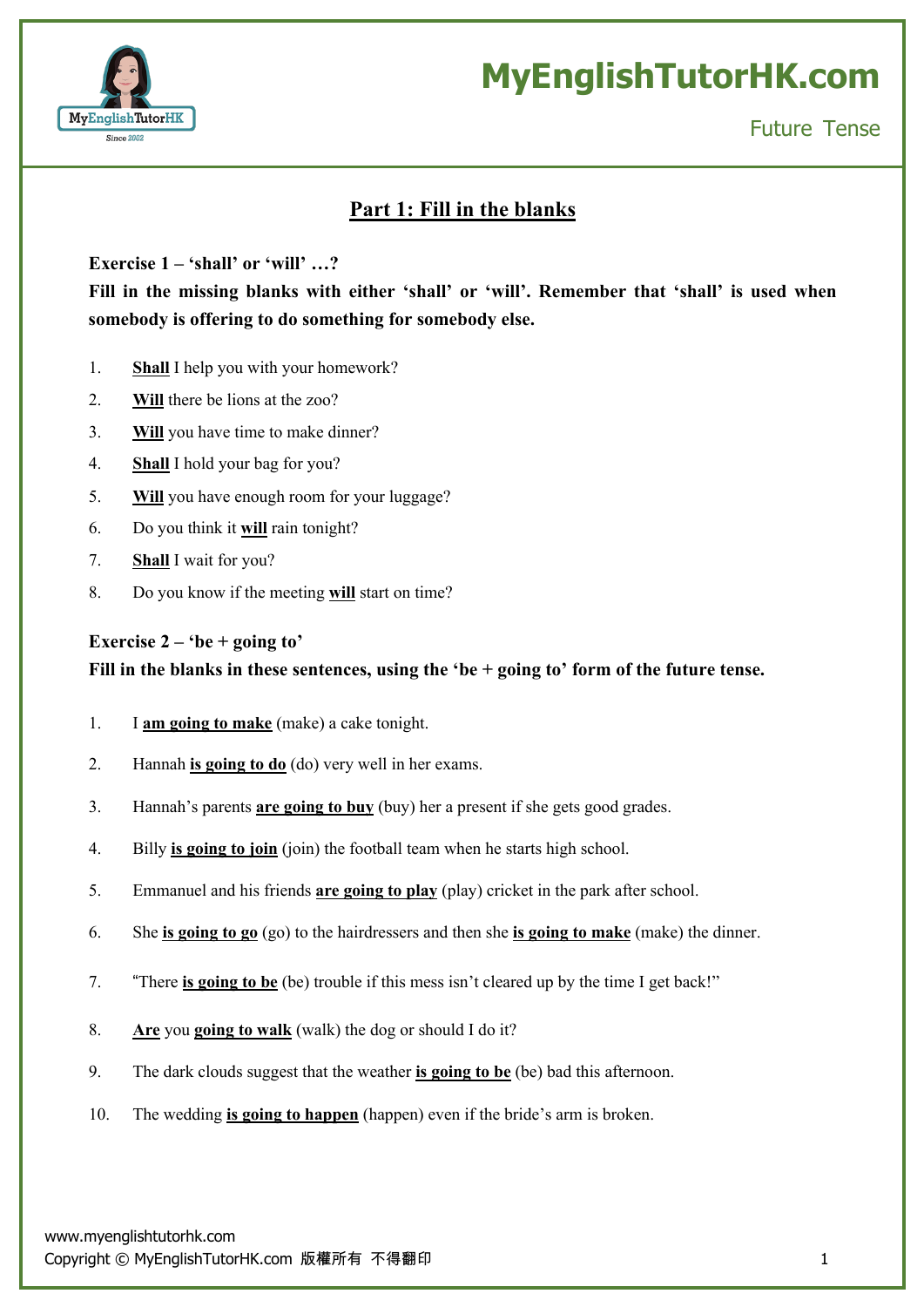# MyEnglishTutorHK.com

Future Tense

## Part 1: Fill in the blanks

**Exercise 1 – 'shall' or 'will' …?**

**Fill in the missing blanks with either 'shall' or 'will'. Remember that 'shall' is used when somebody is offering to do something for somebody else.**

1. **Shall** I help you with your homework?
2. **Will** there be lions at the zoo?
3. **Will** you have time to make dinner?
4. **Shall** I hold your bag for you?
5. **Will** you have enough room for your luggage?
6. Do you think it **will** rain tonight?
7. **Shall** I wait for you?
8. Do you know if the meeting **will** start on time?

**Exercise 2 – 'be + going to'**

**Fill in the blanks in these sentences, using the 'be + going to' form of the future tense.**

1. I **am going to make** (make) a cake tonight.
2. Hannah **is going to do** (do) very well in her exams.
3. Hannah's parents **are going to buy** (buy) her a present if she gets good grades.
4. Billy **is going to join** (join) the football team when he starts high school.
5. Emmanuel and his friends **are going to play** (play) cricket in the park after school.
6. She **is going to go** (go) to the hairdressers and then she **is going to make** (make) the dinner.
7. "There **is going to be** (be) trouble if this mess isn't cleared up by the time I get back!"
8. **Are** you **going to walk** (walk) the dog or should I do it?
9. The dark clouds suggest that the weather **is going to be** (be) bad this afternoon.
10. The wedding **is going to happen** (happen) even if the bride's arm is broken.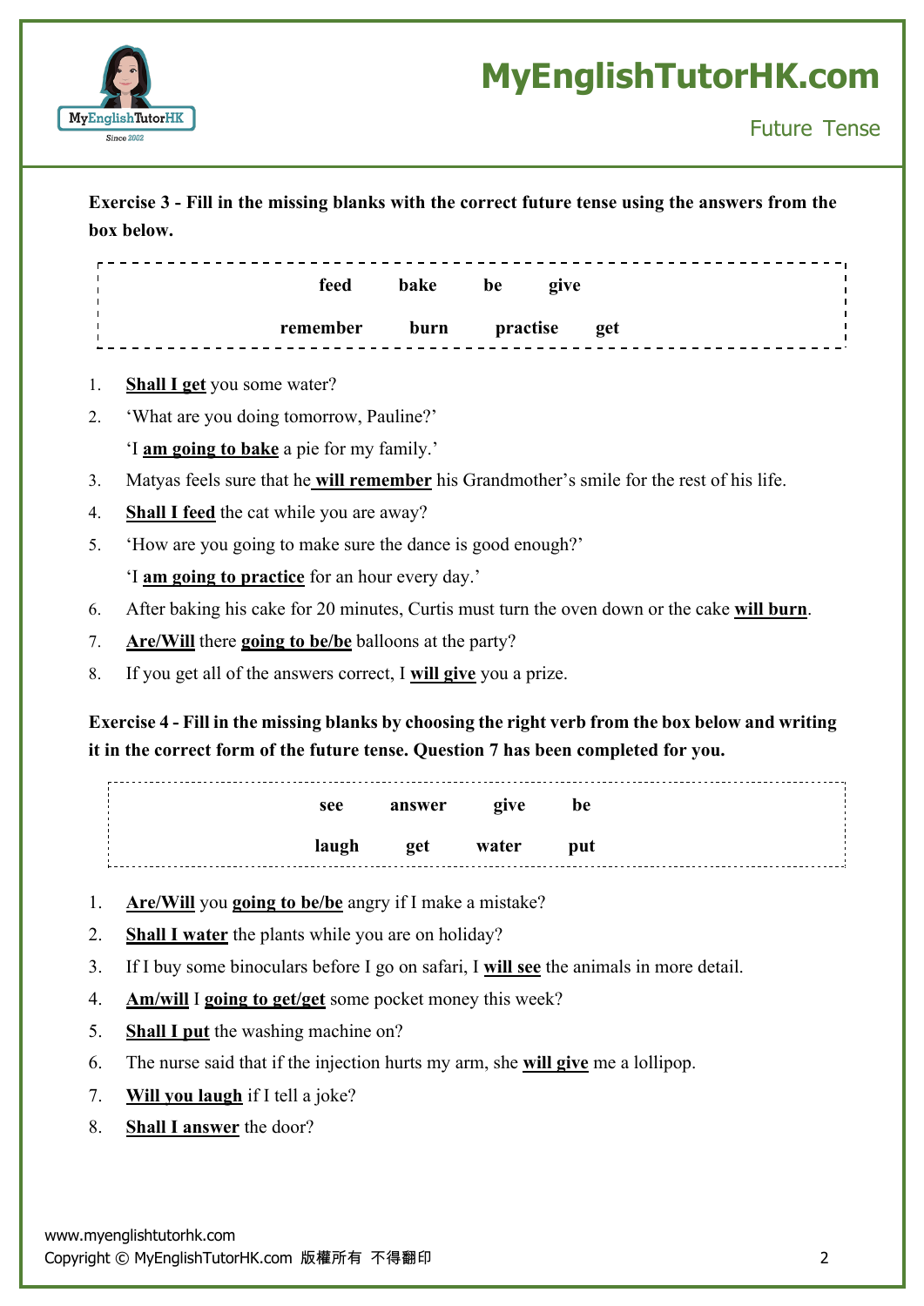**Exercise 3 - Fill in the missing blanks with the correct future tense using the answers from the box below.**

| feed | bake | be | give |
|---|---|---|---|
| remember | burn | practise | get |

1. **Shall I get** you some water?
2. 'What are you doing tomorrow, Pauline?'
   'I **am going to bake** a pie for my family.'
3. Matyas feels sure that he **will remember** his Grandmother's smile for the rest of his life.
4. **Shall I feed** the cat while you are away?
5. 'How are you going to make sure the dance is good enough?'
   'I **am going to practice** for an hour every day.'
6. After baking his cake for 20 minutes, Curtis must turn the oven down or the cake **will burn**.
7. **Are/Will** there **going to be/be** balloons at the party?
8. If you get all of the answers correct, I **will give** you a prize.

**Exercise 4 - Fill in the missing blanks by choosing the right verb from the box below and writing it in the correct form of the future tense. Question 7 has been completed for you.**

| see | answer | give | be |
|---|---|---|---|
| laugh | get | water | put |

1. **Are/Will** you **going to be/be** angry if I make a mistake?
2. **Shall I water** the plants while you are on holiday?
3. If I buy some binoculars before I go on safari, I **will see** the animals in more detail.
4. **Am/will** I **going to get/get** some pocket money this week?
5. **Shall I put** the washing machine on?
6. The nurse said that if the injection hurts my arm, she **will give** me a lollipop.
7. **Will you laugh** if I tell a joke?
8. **Shall I answer** the door?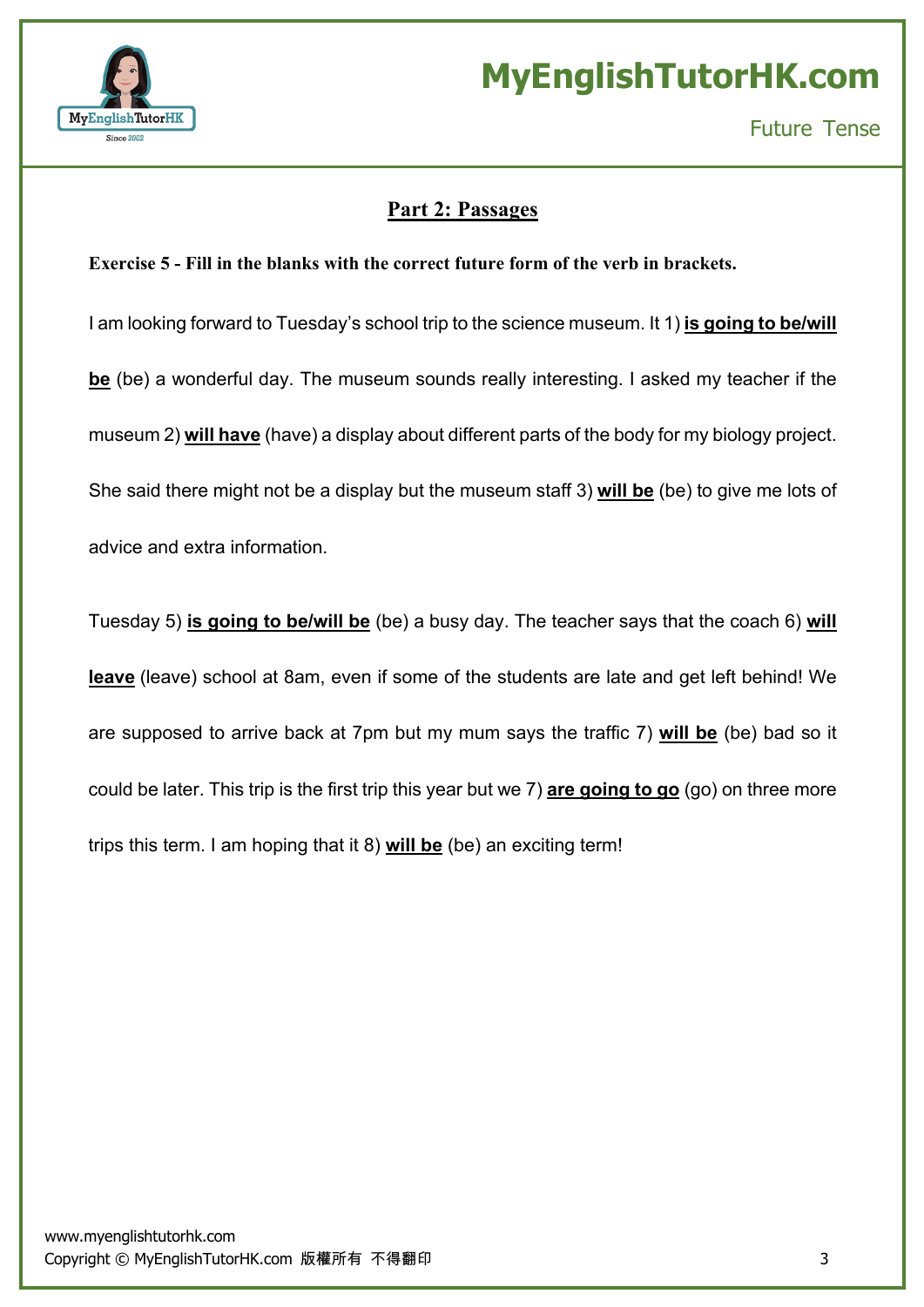## Part 2: Passages

**Exercise 5 - Fill in the blanks with the correct future form of the verb in brackets.**

I am looking forward to Tuesday's school trip to the science museum. It 1) **is going to be/will be** (be) a wonderful day. The museum sounds really interesting. I asked my teacher if the museum 2) **will have** (have) a display about different parts of the body for my biology project. She said there might not be a display but the museum staff 3) **will be** (be) to give me lots of advice and extra information.

Tuesday 5) **is going to be/will be** (be) a busy day. The teacher says that the coach 6) **will leave** (leave) school at 8am, even if some of the students are late and get left behind! We are supposed to arrive back at 7pm but my mum says the traffic 7) **will be** (be) bad so it could be later. This trip is the first trip this year but we 7) **are going to go** (go) on three more trips this term. I am hoping that it 8) **will be** (be) an exciting term!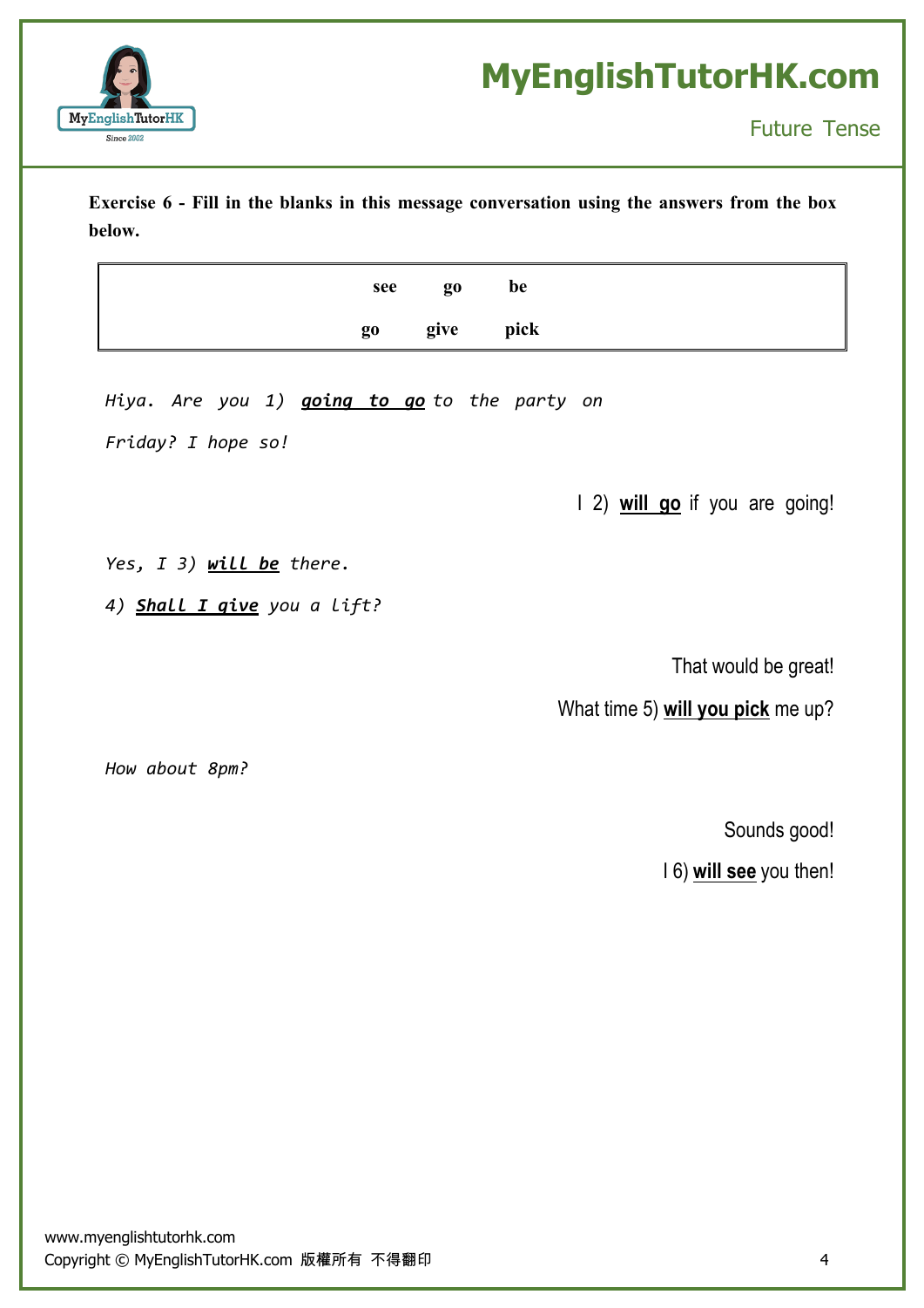**Exercise 6 - Fill in the blanks in this message conversation using the answers from the box below.**

| see | go | be |
|---|---|---|
| go | give | pick |

*Hiya. Are you 1) **going to go** to the party on Friday? I hope so!*

I 2) **will go** if you are going!

*Yes, I 3) **will be** there.*

*4) **Shall I give** you a lift?*

That would be great!

What time 5) **will you pick** me up?

*How about 8pm?*

Sounds good!

I 6) **will see** you then!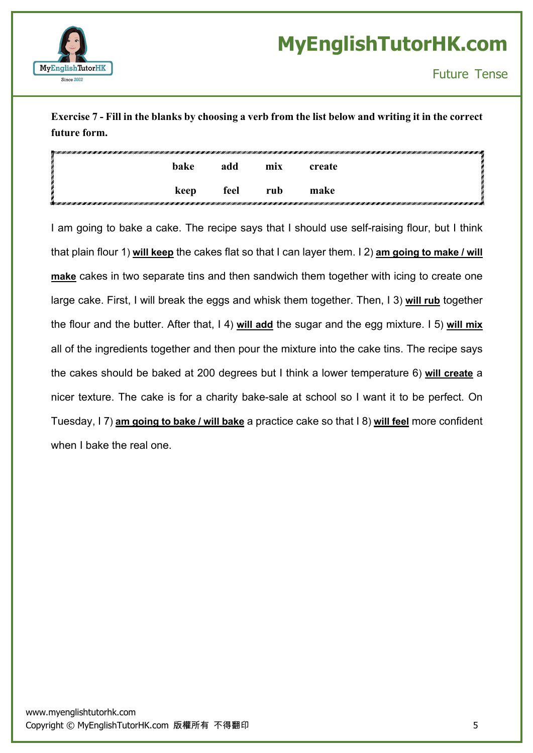**Exercise 7 - Fill in the blanks by choosing a verb from the list below and writing it in the correct future form.**

| bake | add | mix | create |
|---|---|---|---|
| keep | feel | rub | make |

I am going to bake a cake. The recipe says that I should use self-raising flour, but I think that plain flour 1) **will keep** the cakes flat so that I can layer them. I 2) **am going to make / will make** cakes in two separate tins and then sandwich them together with icing to create one large cake. First, I will break the eggs and whisk them together. Then, I 3) **will rub** together the flour and the butter. After that, I 4) **will add** the sugar and the egg mixture. I 5) **will mix** all of the ingredients together and then pour the mixture into the cake tins. The recipe says the cakes should be baked at 200 degrees but I think a lower temperature 6) **will create** a nicer texture. The cake is for a charity bake-sale at school so I want it to be perfect. On Tuesday, I 7) **am going to bake / will bake** a practice cake so that I 8) **will feel** more confident when I bake the real one.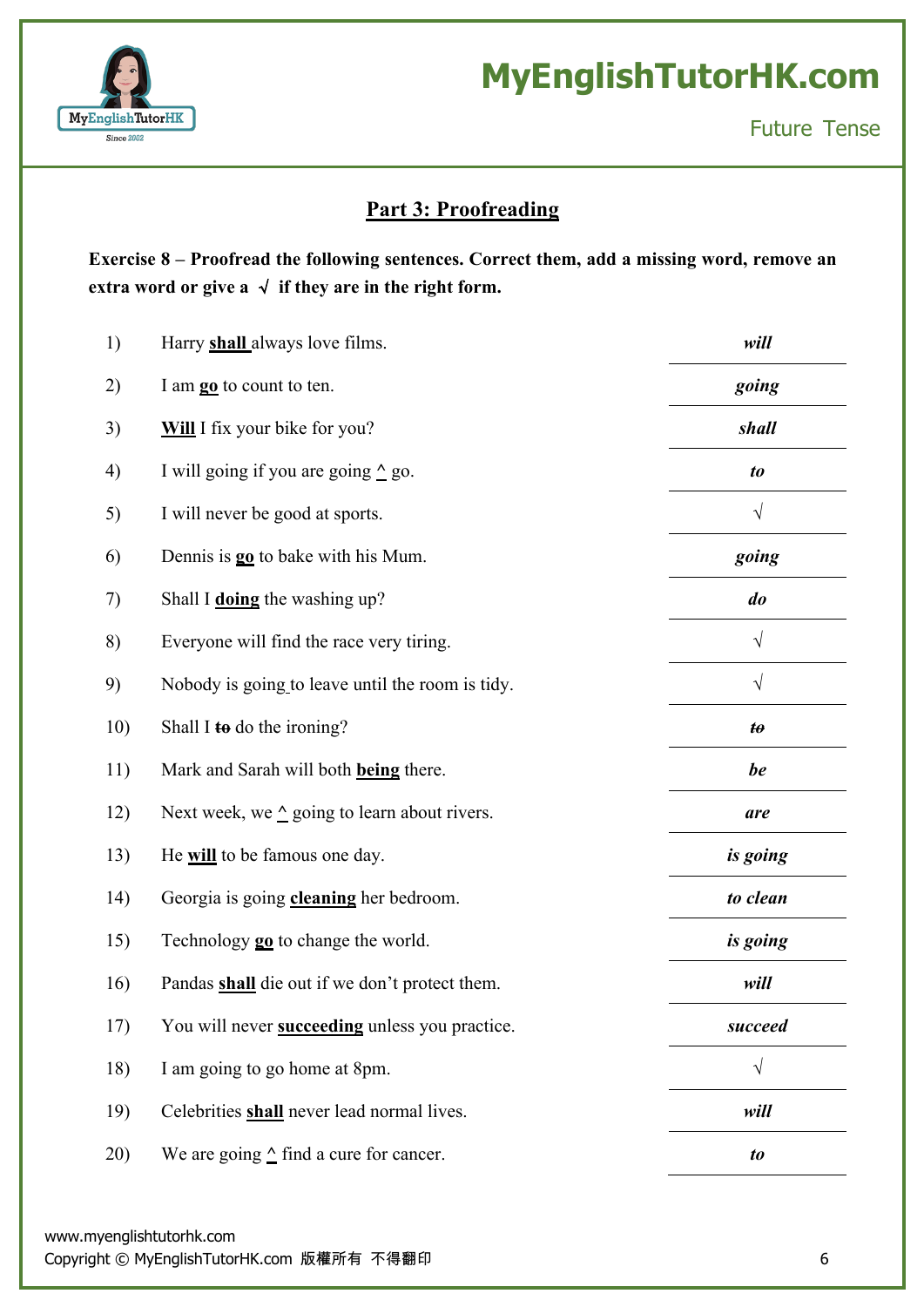## Part 3: Proofreading

**Exercise 8 – Proofread the following sentences. Correct them, add a missing word, remove an extra word or give a √ if they are in the right form.**

| | | |
|---|---|---|
| 1) | Harry **shall** always love films. | ***will*** |
| 2) | I am **go** to count to ten. | ***going*** |
| 3) | **Will** I fix your bike for you? | ***shall*** |
| 4) | I will going if you are going ^ go. | ***to*** |
| 5) | I will never be good at sports. | √ |
| 6) | Dennis is **go** to bake with his Mum. | ***going*** |
| 7) | Shall I **doing** the washing up? | ***do*** |
| 8) | Everyone will find the race very tiring. | √ |
| 9) | Nobody is going to leave until the room is tidy. | √ |
| 10) | Shall I ~~to~~ do the ironing? | ***~~to~~*** |
| 11) | Mark and Sarah will both **being** there. | ***be*** |
| 12) | Next week, we ^ going to learn about rivers. | ***are*** |
| 13) | He **will** to be famous one day. | ***is going*** |
| 14) | Georgia is going **cleaning** her bedroom. | ***to clean*** |
| 15) | Technology **go** to change the world. | ***is going*** |
| 16) | Pandas **shall** die out if we don't protect them. | ***will*** |
| 17) | You will never **succeeding** unless you practice. | ***succeed*** |
| 18) | I am going to go home at 8pm. | √ |
| 19) | Celebrities **shall** never lead normal lives. | ***will*** |
| 20) | We are going ^ find a cure for cancer. | ***to*** |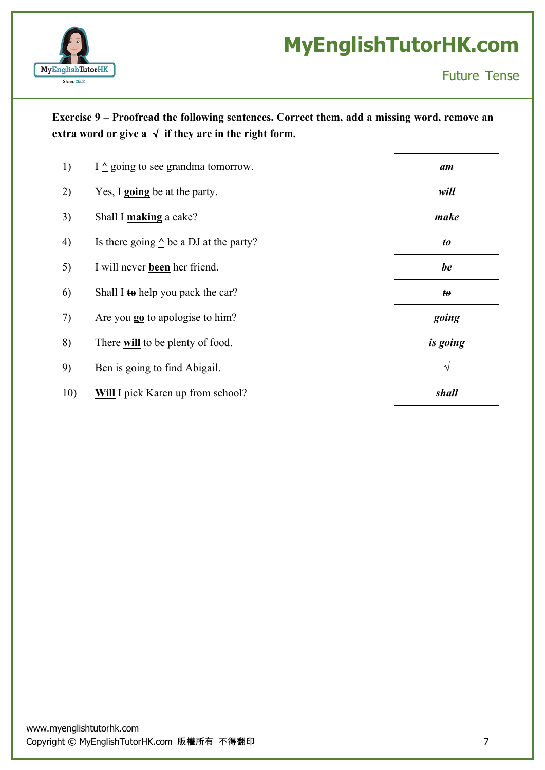**Exercise 9 – Proofread the following sentences. Correct them, add a missing word, remove an extra word or give a √ if they are in the right form.**

| | Sentence | Answer |
|---|---|---|
| 1) | I ^ going to see grandma tomorrow. | ***am*** |
| 2) | Yes, I **going** be at the party. | ***will*** |
| 3) | Shall I **making** a cake? | ***make*** |
| 4) | Is there going ^ be a DJ at the party? | ***to*** |
| 5) | I will never **been** her friend. | ***be*** |
| 6) | Shall I ~~to~~ help you pack the car? | ***~~to~~*** |
| 7) | Are you **go** to apologise to him? | ***going*** |
| 8) | There **will** to be plenty of food. | ***is going*** |
| 9) | Ben is going to find Abigail. | √ |
| 10) | **Will** I pick Karen up from school? | ***shall*** |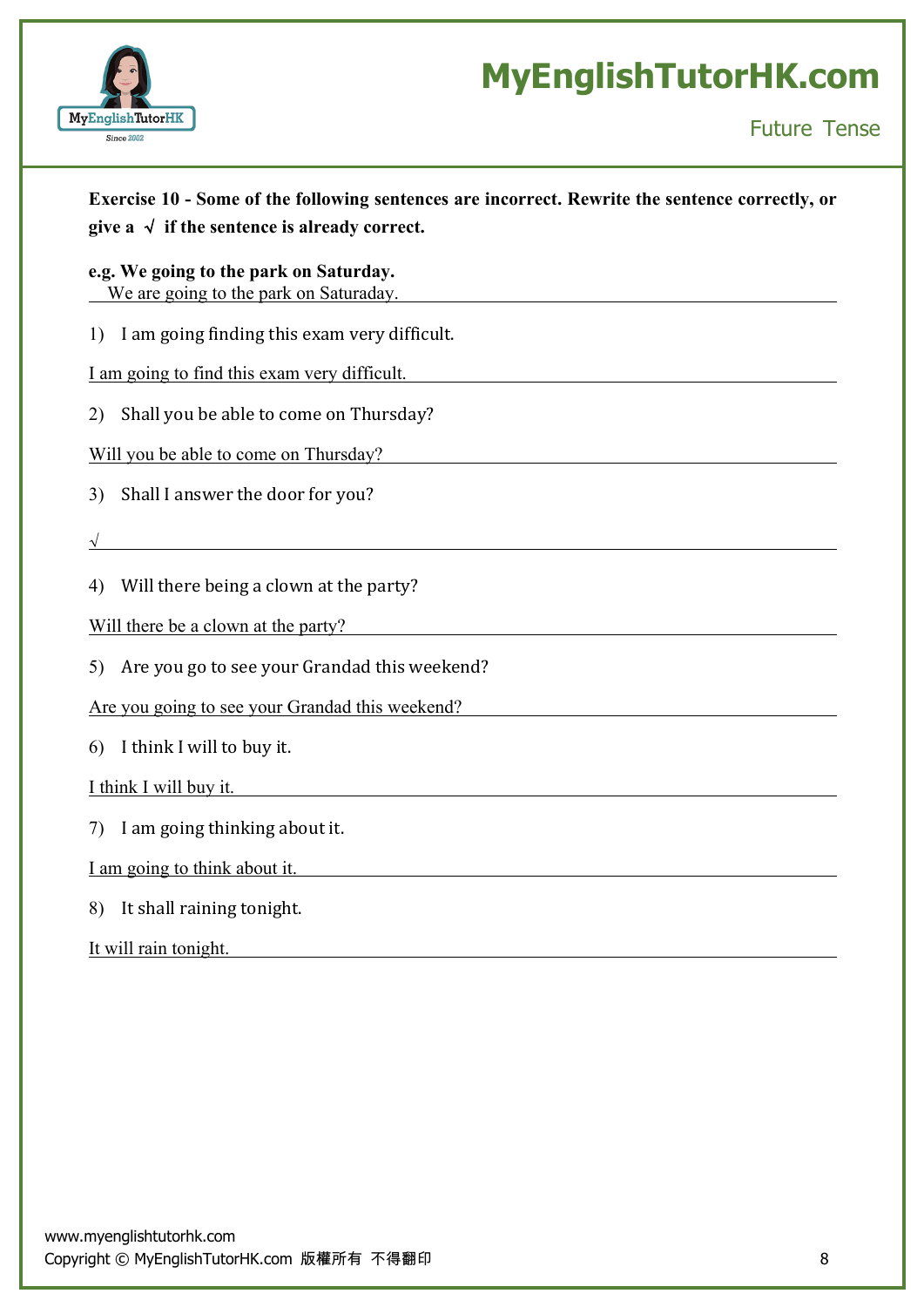**Exercise 10 - Some of the following sentences are incorrect. Rewrite the sentence correctly, or give a √ if the sentence is already correct.**

**e.g. We going to the park on Saturday.**

We are going to the park on Saturaday.

1) I am going finding this exam very difficult.

I am going to find this exam very difficult.

2) Shall you be able to come on Thursday?

Will you be able to come on Thursday?

3) Shall I answer the door for you?

√

4) Will there being a clown at the party?

Will there be a clown at the party?

5) Are you go to see your Grandad this weekend?

Are you going to see your Grandad this weekend?

6) I think I will to buy it.

I think I will buy it.

7) I am going thinking about it.

I am going to think about it.

8) It shall raining tonight.

It will rain tonight.